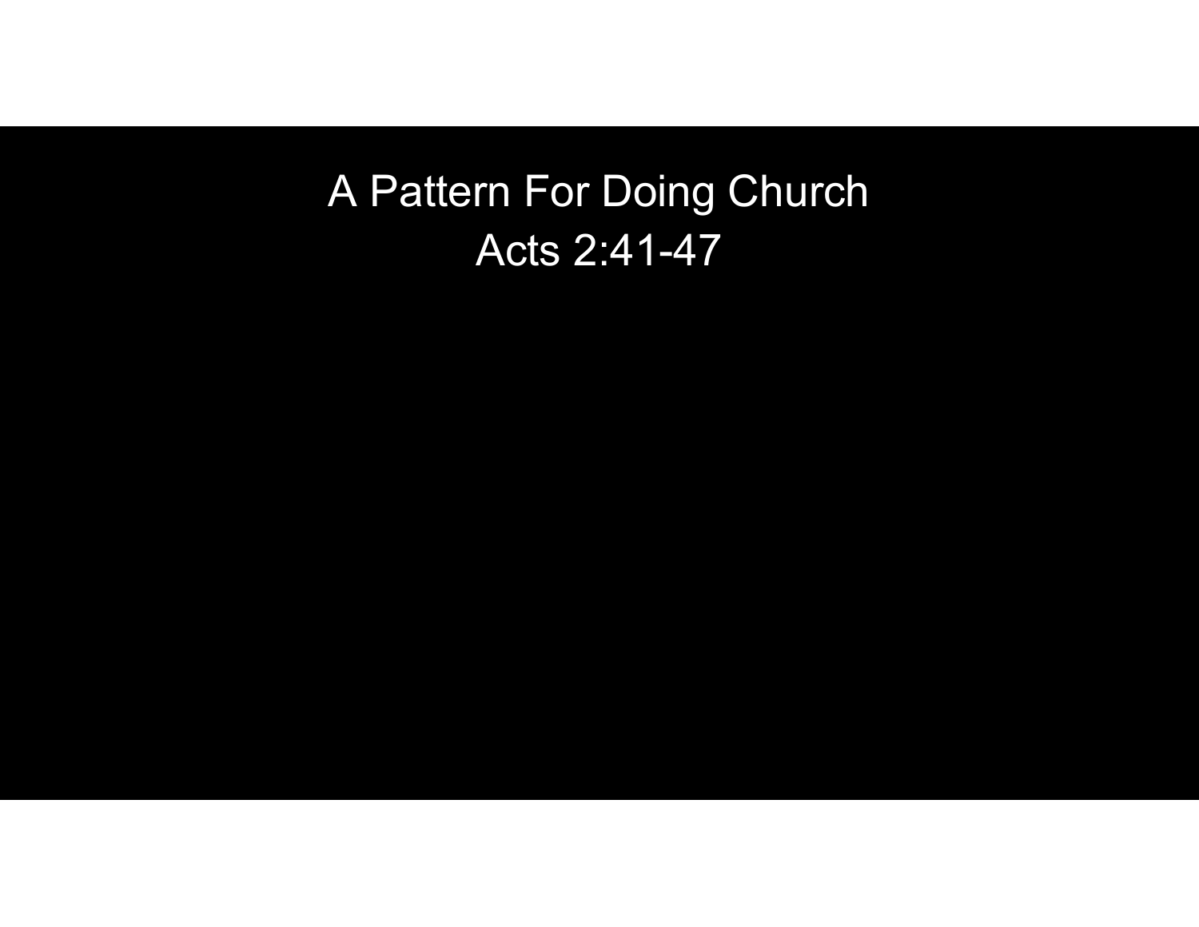# A Pattern For Doing Church

Acts 2:41-47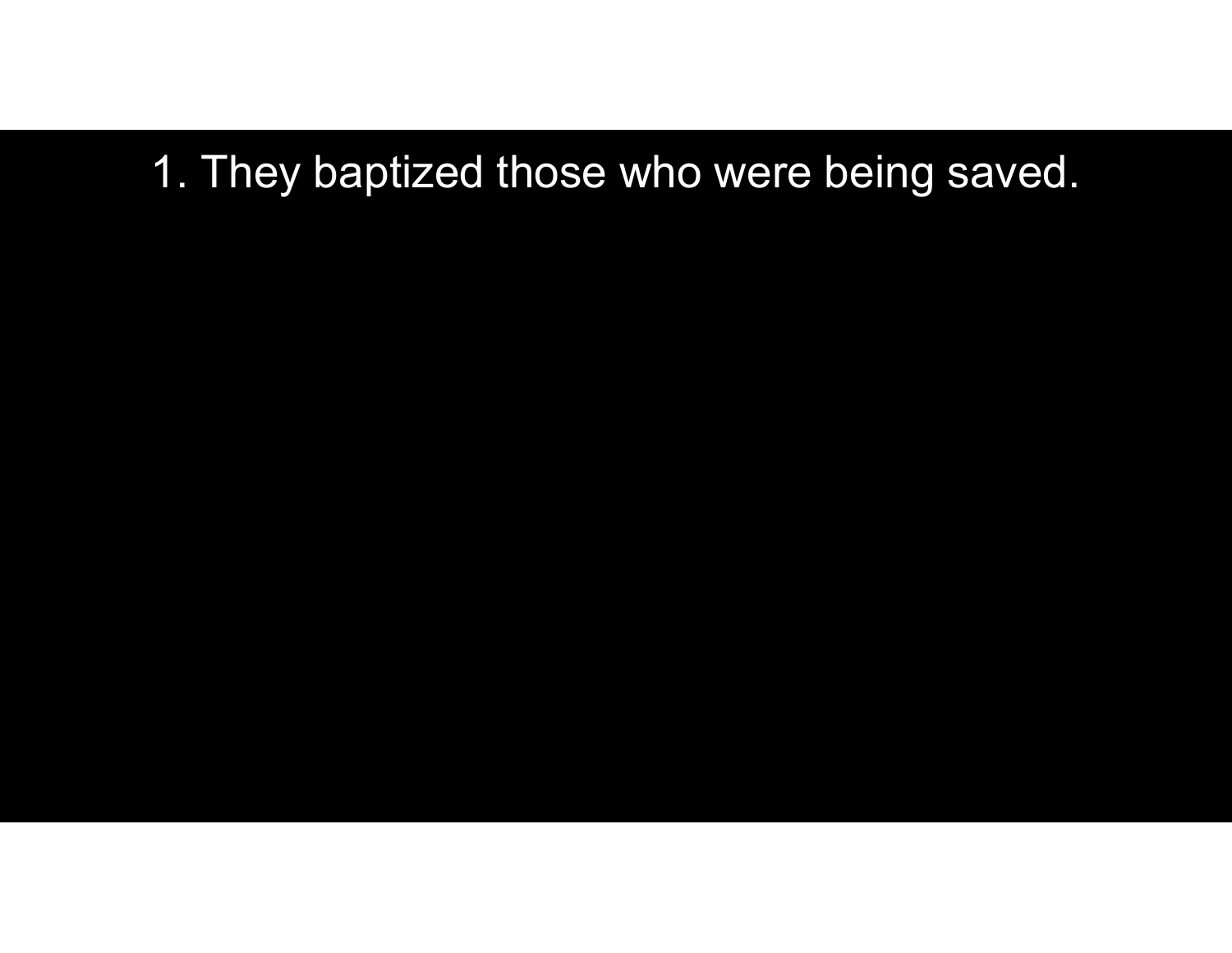1. They baptized those who were being saved.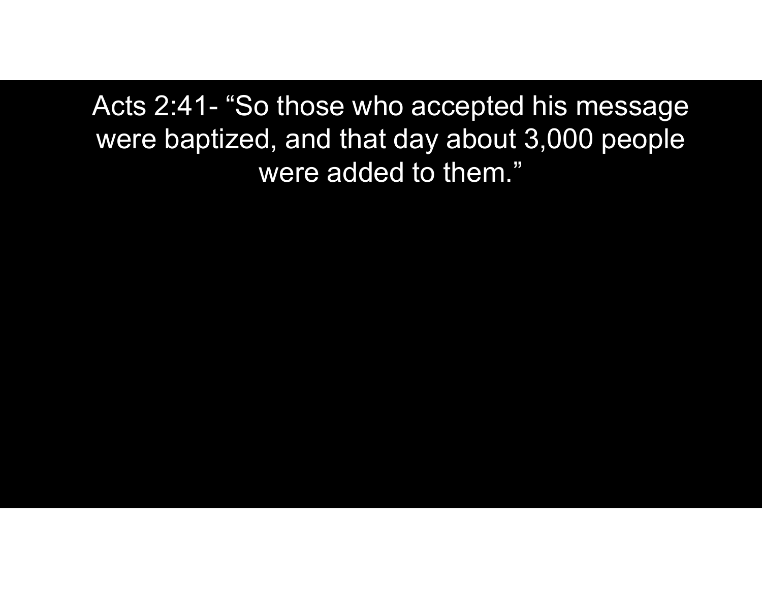Acts 2:41- "So those who accepted his message were baptized, and that day about 3,000 people were added to them."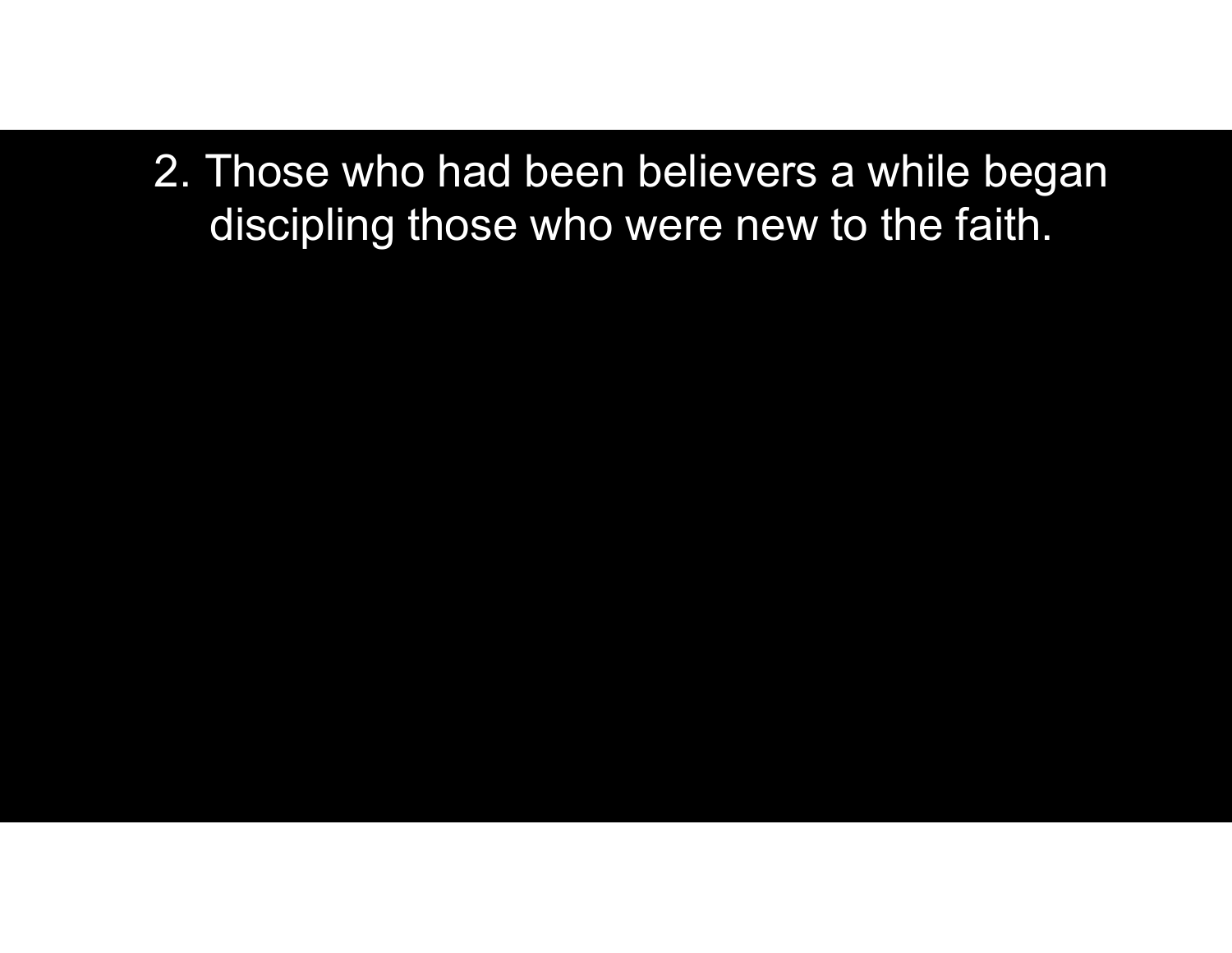2. Those who had been believers a while began discipling those who were new to the faith.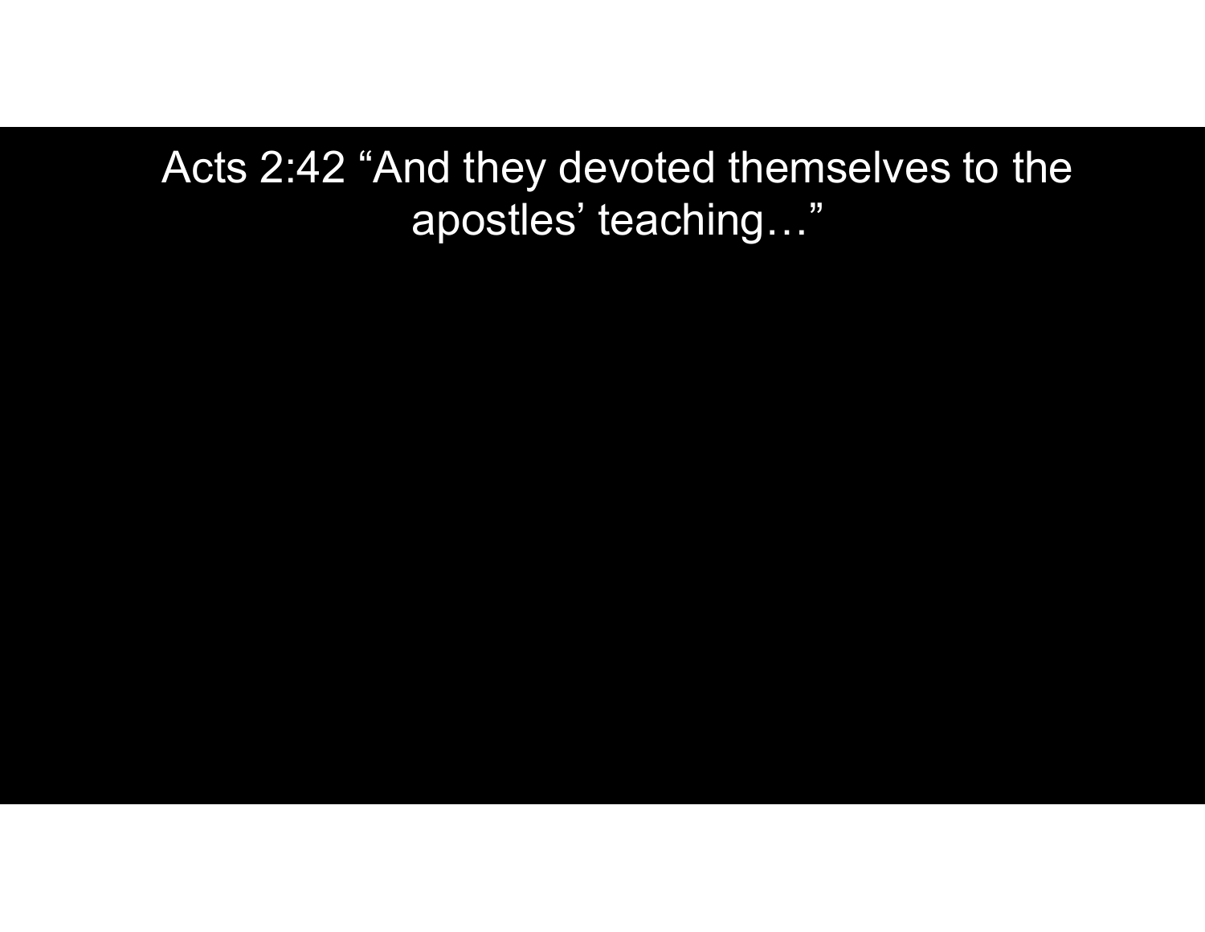Acts 2:42 “And they devoted themselves to the apostles’ teaching…”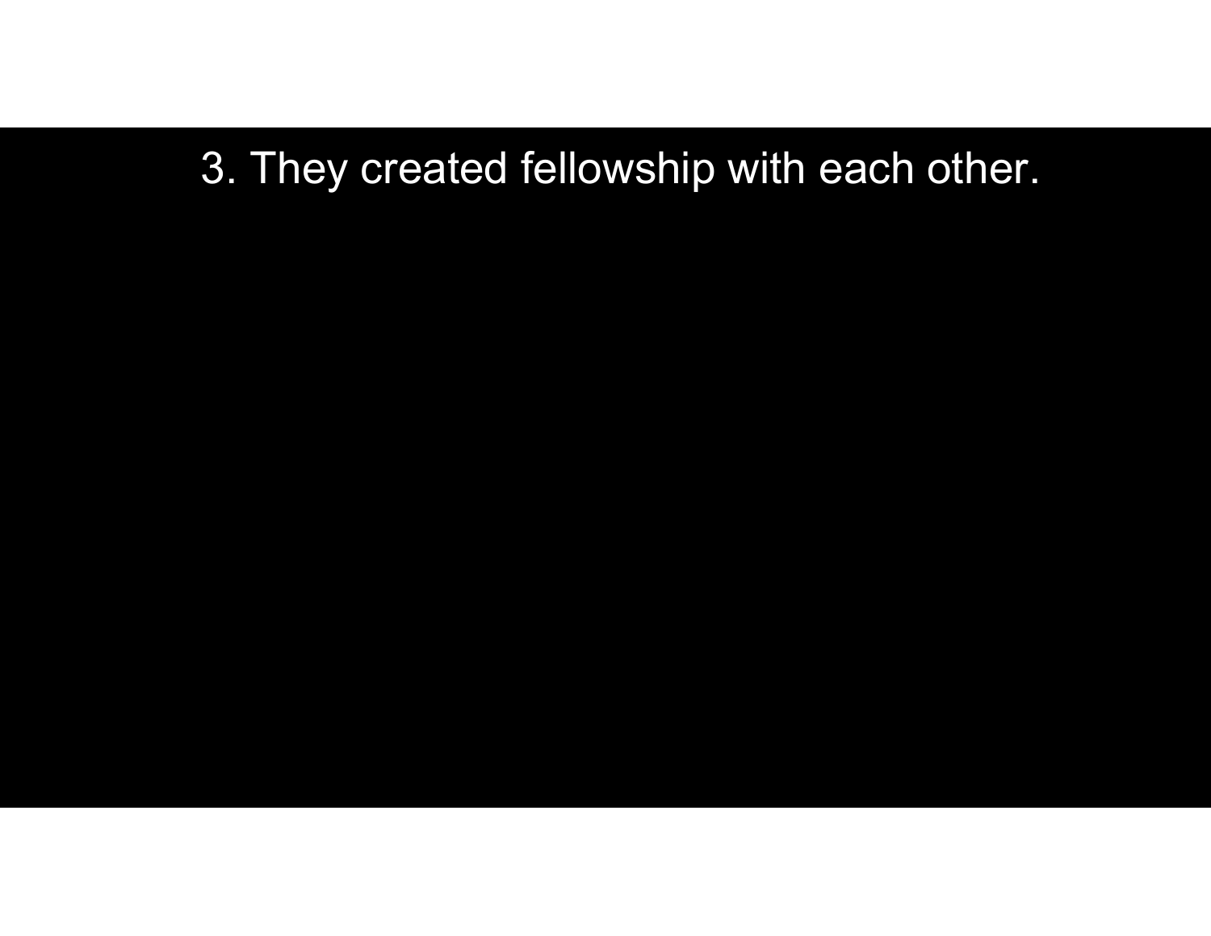3. They created fellowship with each other.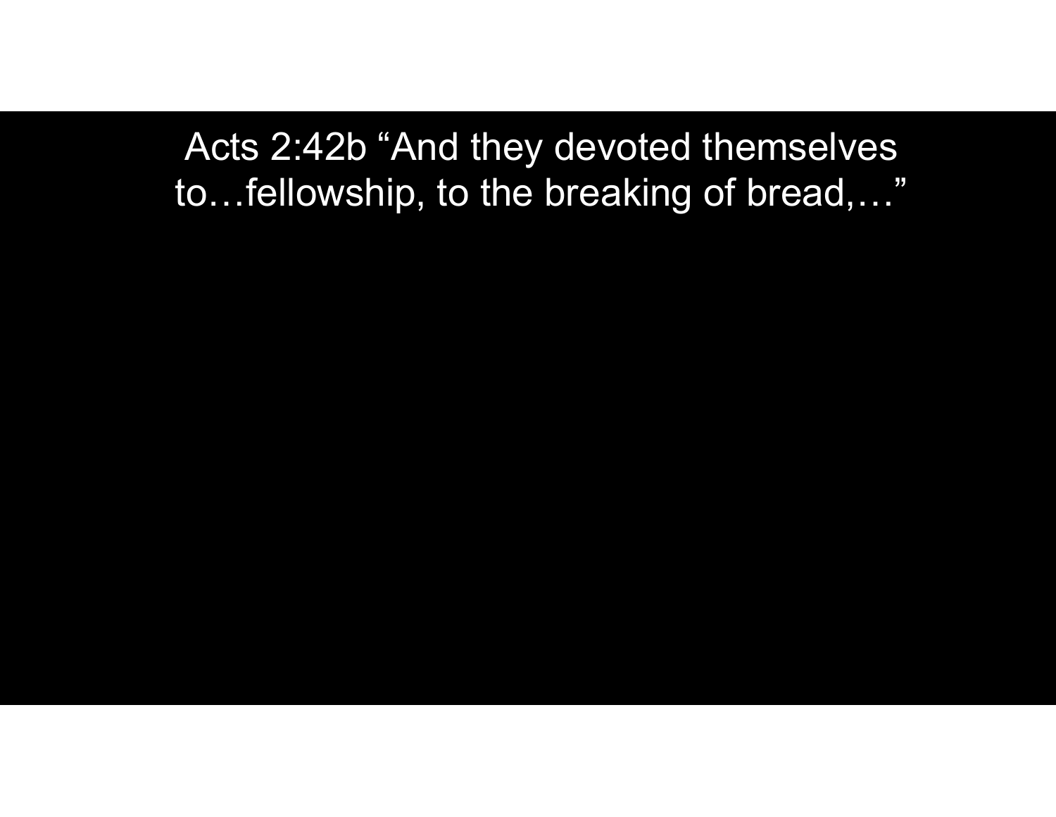Acts 2:42b “And they devoted themselves to…fellowship, to the breaking of bread,…”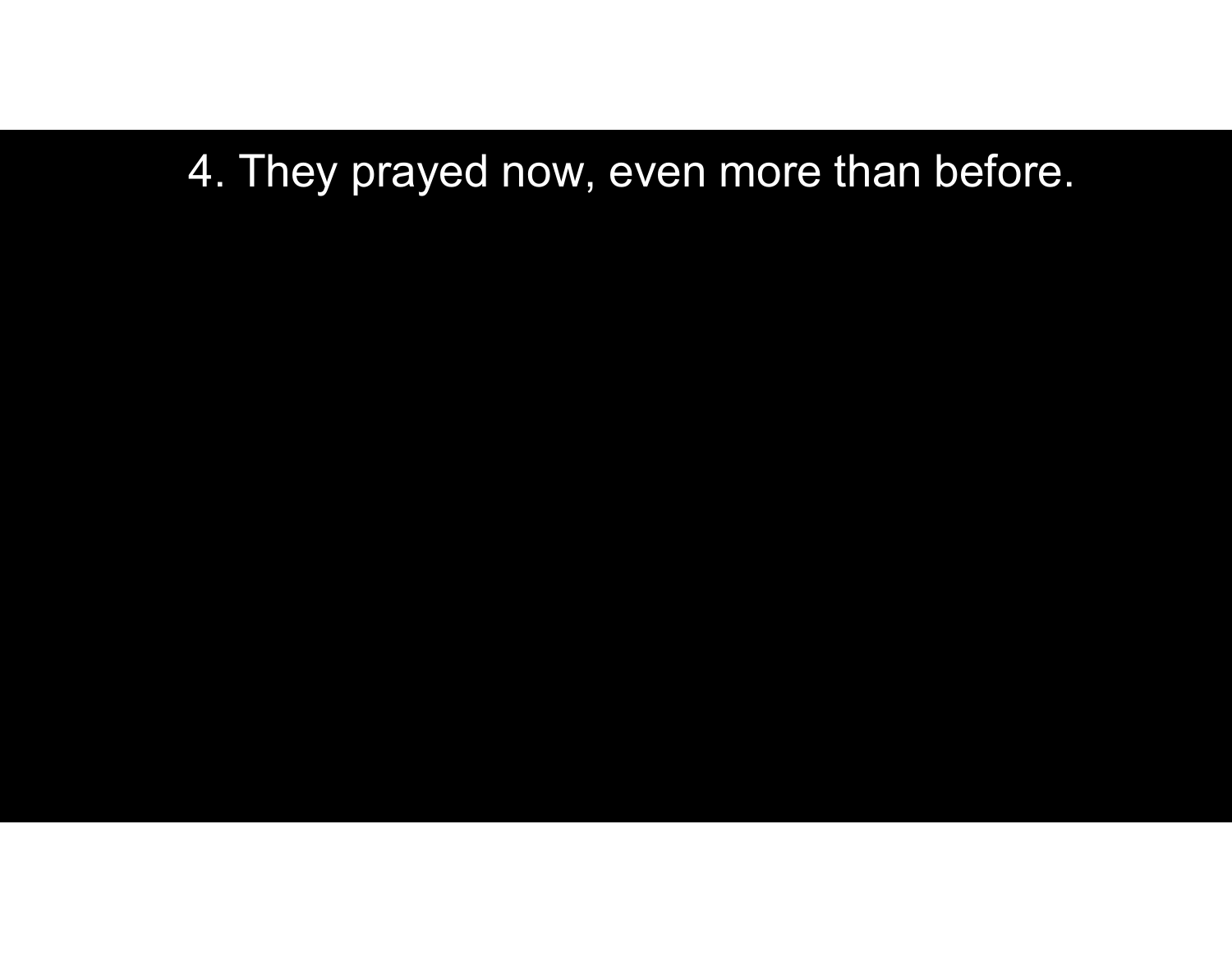4. They prayed now, even more than before.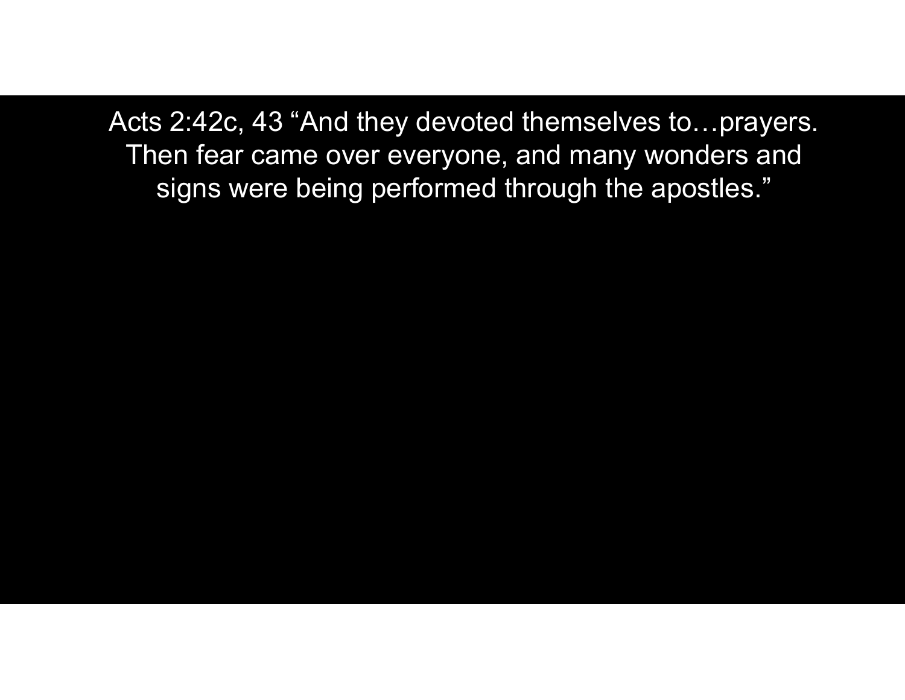Acts 2:42c, 43 “And they devoted themselves to…prayers. Then fear came over everyone, and many wonders and signs were being performed through the apostles.”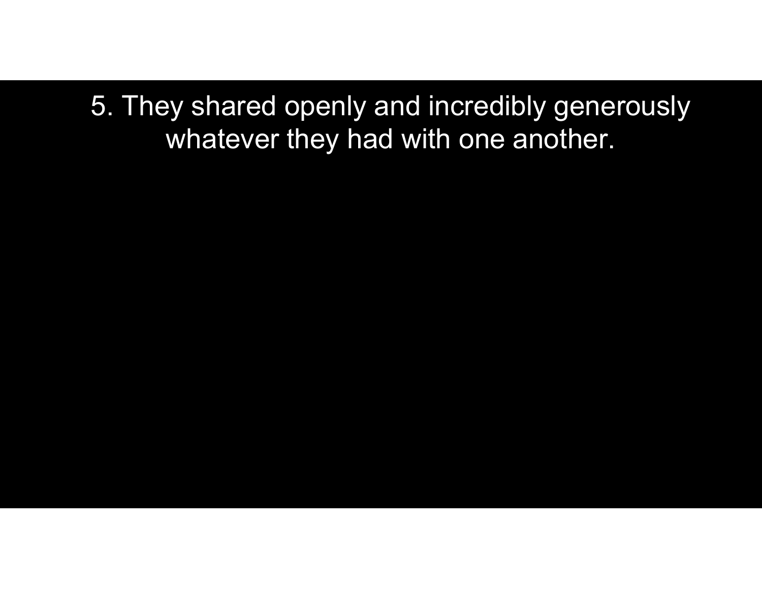5. They shared openly and incredibly generously whatever they had with one another.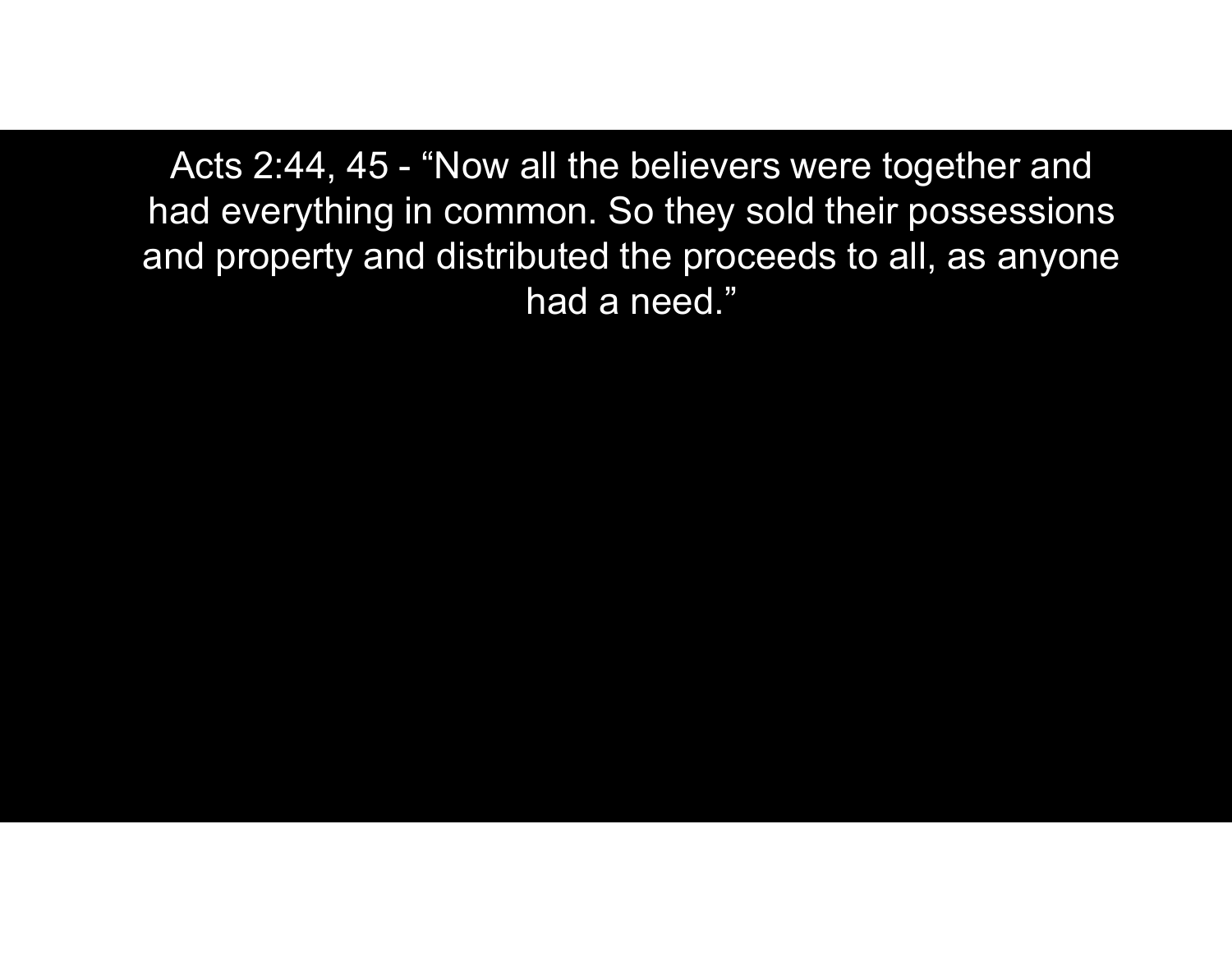Acts 2:44, 45 - “Now all the believers were together and had everything in common. So they sold their possessions and property and distributed the proceeds to all, as anyone had a need.”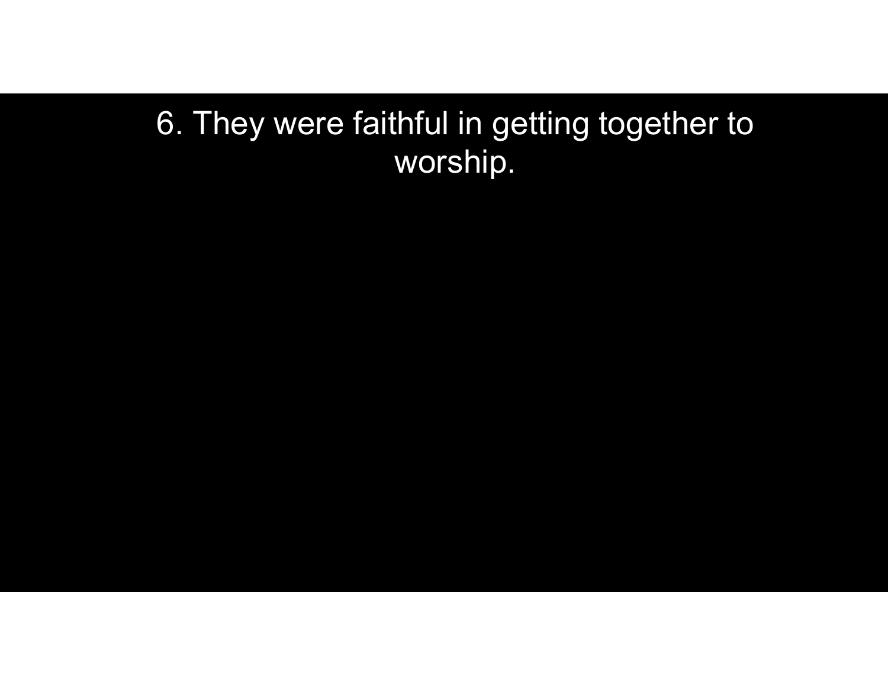6. They were faithful in getting together to worship.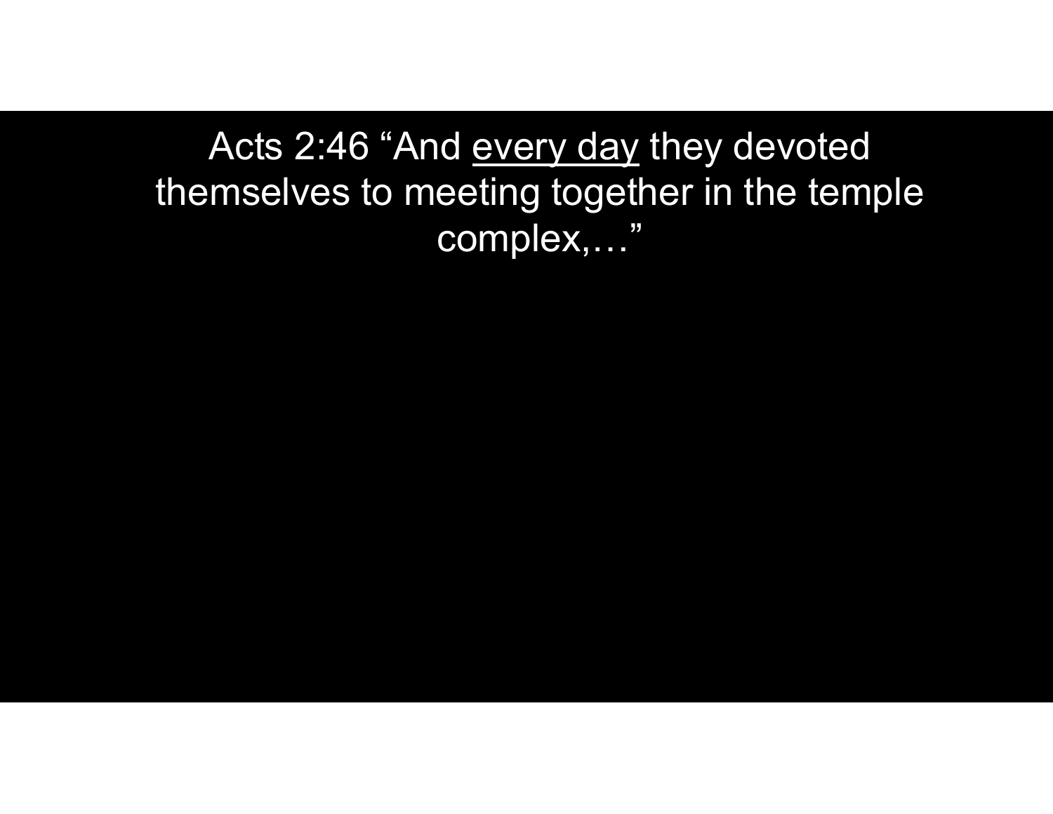Acts 2:46 “And <u>every day</u> they devoted themselves to meeting together in the temple complex,…”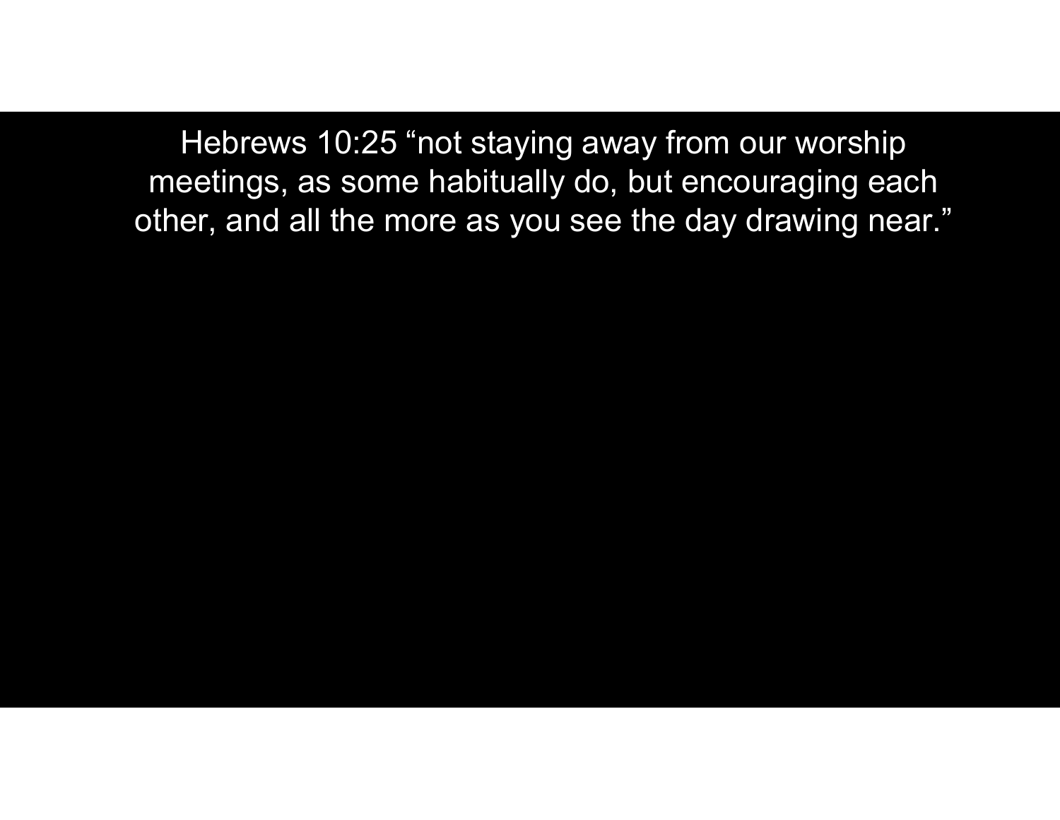Hebrews 10:25 “not staying away from our worship meetings, as some habitually do, but encouraging each other, and all the more as you see the day drawing near.”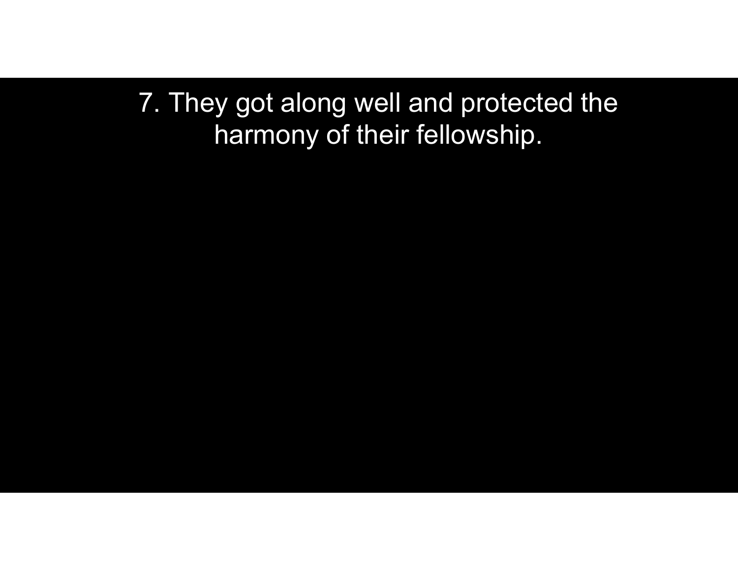7. They got along well and protected the harmony of their fellowship.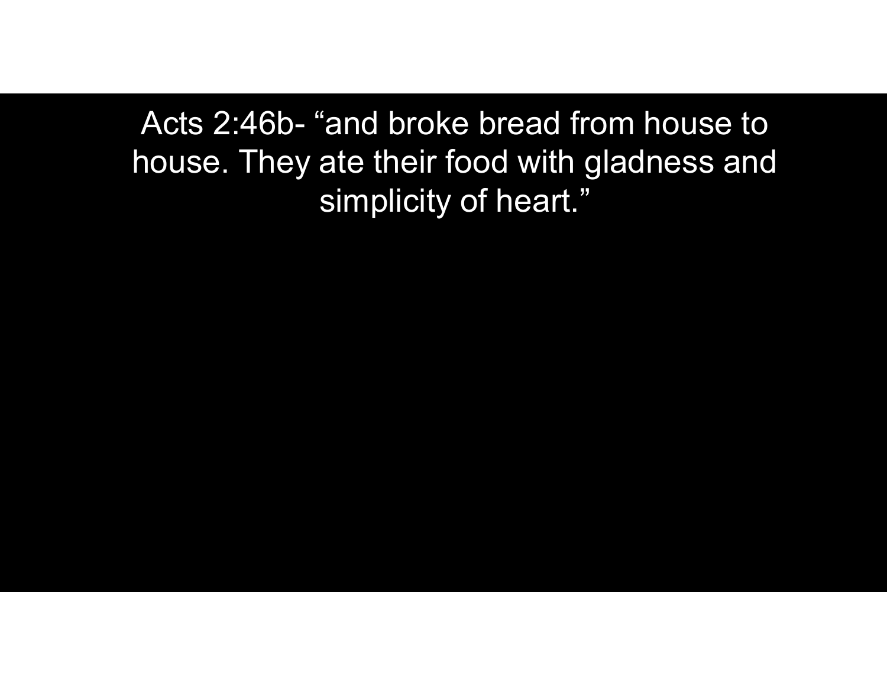Acts 2:46b- “and broke bread from house to house. They ate their food with gladness and simplicity of heart.”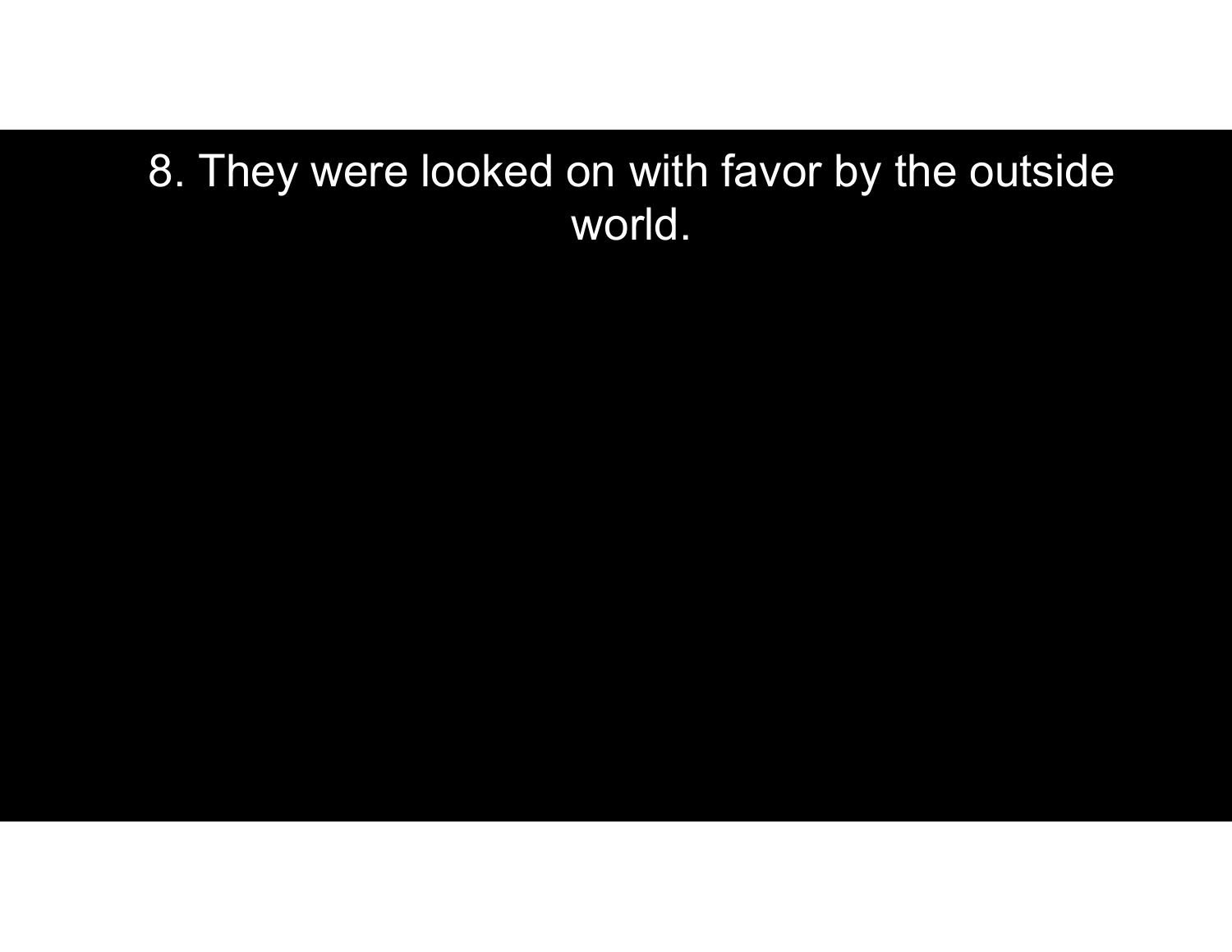8. They were looked on with favor by the outside world.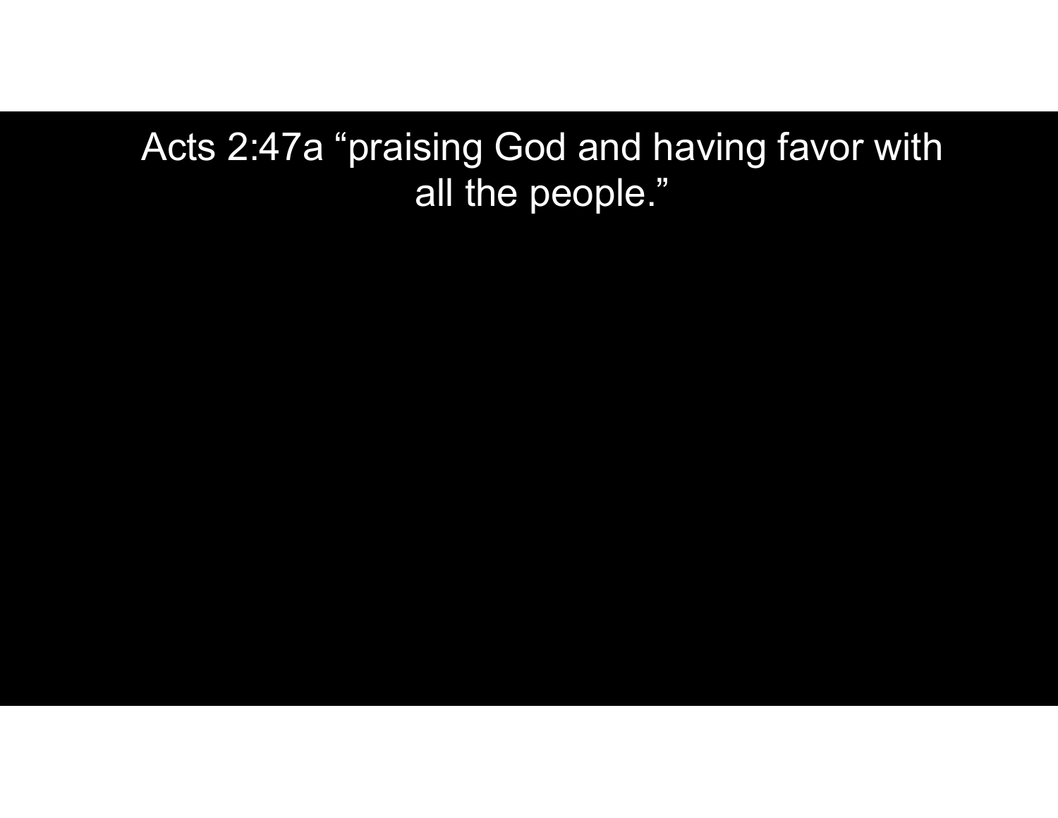Acts 2:47a “praising God and having favor with all the people.”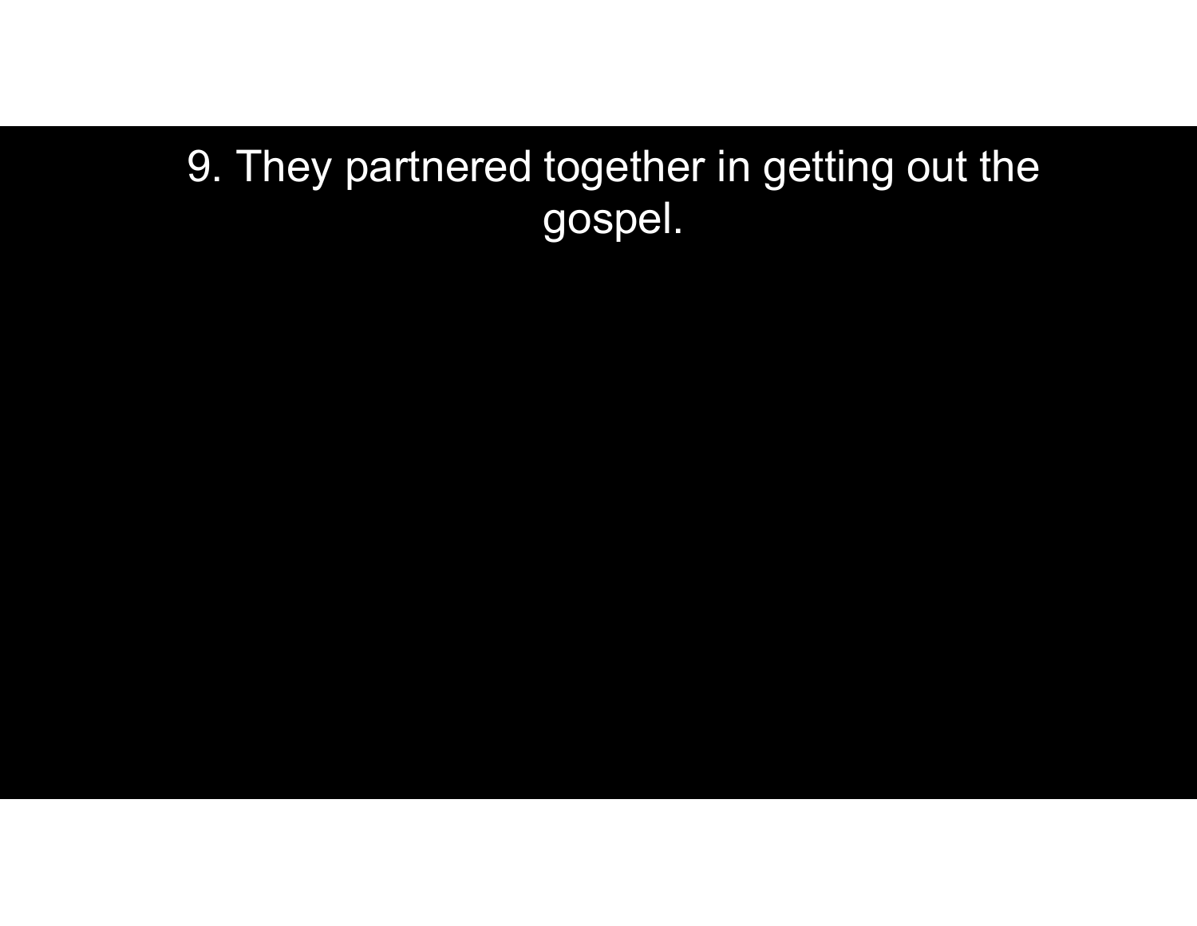9. They partnered together in getting out the gospel.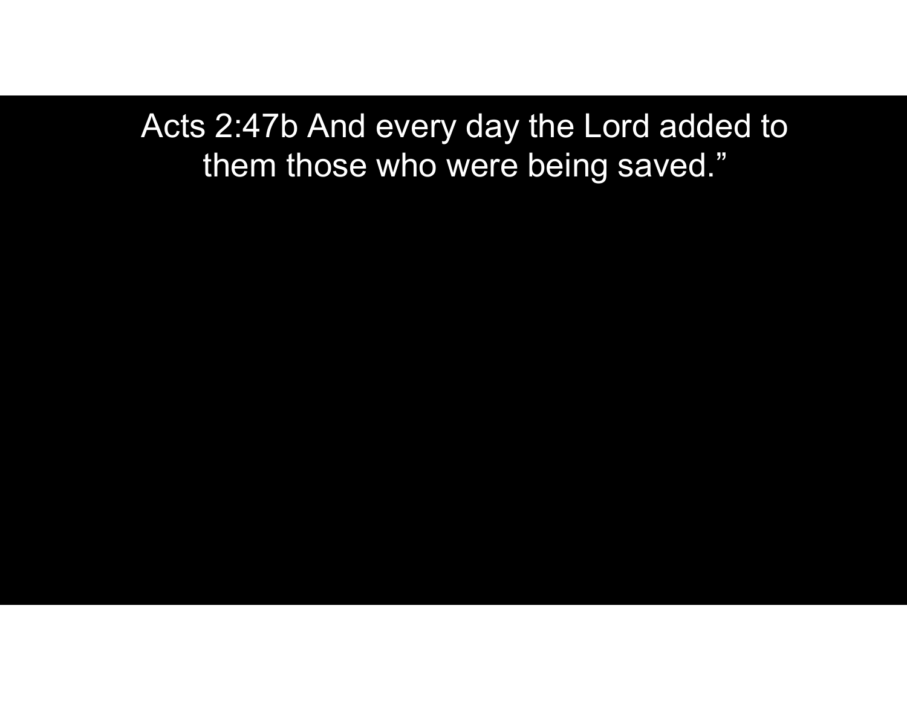Acts 2:47b And every day the Lord added to them those who were being saved.”